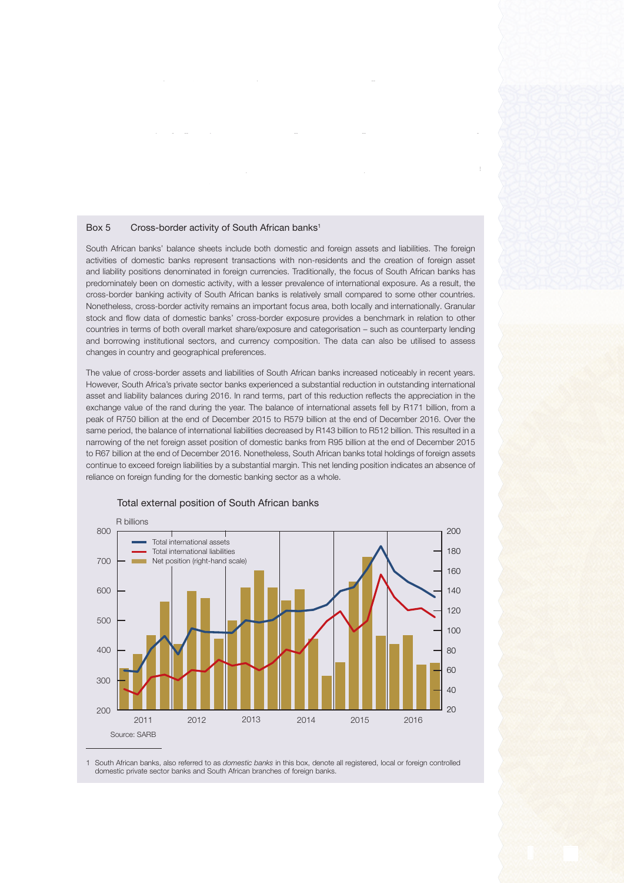## Box 5 Cross-border activity of South African banks[1]

South African banks' balance sheets include both domestic and foreign assets and liabilities. The foreign activities of domestic banks represent transactions with non-residents and the creation of foreign asset and liability positions denominated in foreign currencies. Traditionally, the focus of South African banks has predominately been on domestic activity, with a lesser prevalence of international exposure. As a result, the cross-border banking activity of South African banks is relatively small compared to some other countries. Nonetheless, cross-border activity remains an important focus area, both locally and internationally. Granular stock and flow data of domestic banks' cross-border exposure provides a benchmark in relation to other countries in terms of both overall market share/exposure and categorisation – such as counterparty lending and borrowing institutional sectors, and currency composition. The data can also be utilised to assess changes in country and geographical preferences.

The value of cross-border assets and liabilities of South African banks increased noticeably in recent years. However, South Africa's private sector banks experienced a substantial reduction in outstanding international asset and liability balances during 2016. In rand terms, part of this reduction reflects the appreciation in the exchange value of the rand during the year. The balance of international assets fell by R171 billion, from a peak of R750 billion at the end of December 2015 to R579 billion at the end of December 2016. Over the same period, the balance of international liabilities decreased by R143 billion to R512 billion. This resulted in a narrowing of the net foreign asset position of domestic banks from R95 billion at the end of December 2015 to R67 billion at the end of December 2016. Nonetheless, South African banks total holdings of foreign assets continue to exceed foreign liabilities by a substantial margin. This net lending position indicates an absence of reliance on foreign funding for the domestic banking sector as a whole.

Total external position of South African banks

R billions

- Total international assets
- Total international liabilities
- Net position (right-hand scale)

Source: SARB

[1] South African banks, also referred to as *domestic banks* in this box, denote all registered, local or foreign controlled domestic private sector banks and South African branches of foreign banks.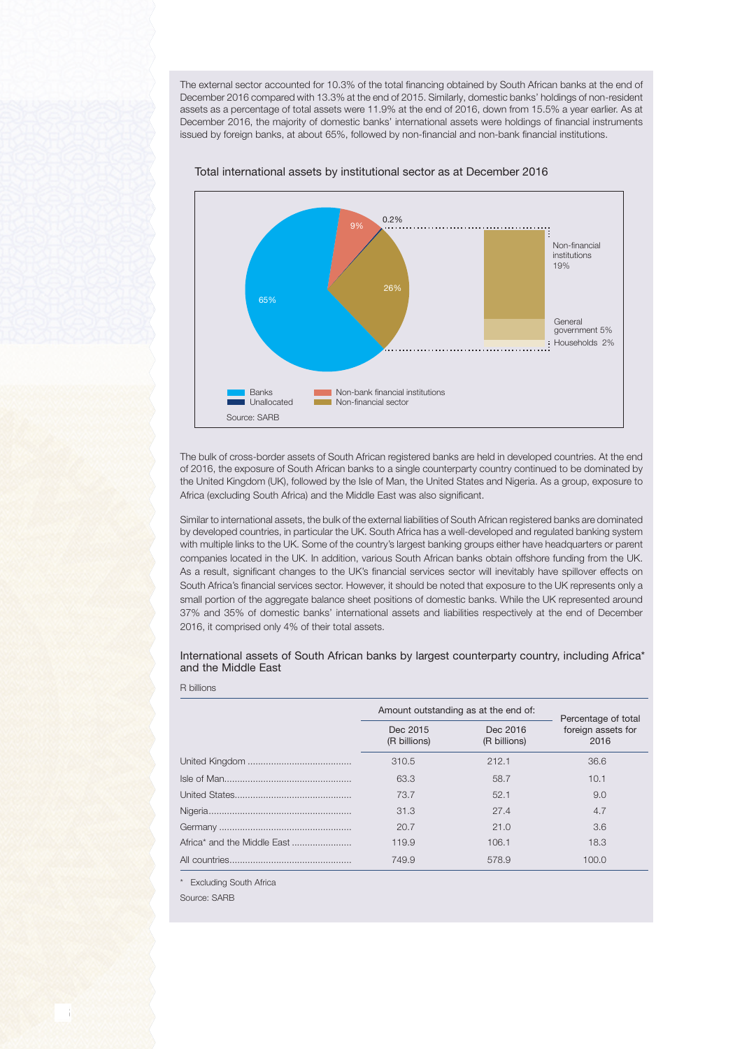The external sector accounted for 10.3% of the total financing obtained by South African banks at the end of December 2016 compared with 13.3% at the end of 2015. Similarly, domestic banks' holdings of non-resident assets as a percentage of total assets were 11.9% at the end of 2016, down from 15.5% a year earlier. As at December 2016, the majority of domestic banks' international assets were holdings of financial instruments issued by foreign banks, at about 65%, followed by non-financial and non-bank financial institutions.

Total international assets by institutional sector as at December 2016

Banks 65%; Non-bank financial institutions 9%; Unallocated 0.2%; Non-financial sector 26% (Non-financial institutions 19%; General government 5%; Households 2%)

Source: SARB

The bulk of cross-border assets of South African registered banks are held in developed countries. At the end of 2016, the exposure of South African banks to a single counterparty country continued to be dominated by the United Kingdom (UK), followed by the Isle of Man, the United States and Nigeria. As a group, exposure to Africa (excluding South Africa) and the Middle East was also significant.

Similar to international assets, the bulk of the external liabilities of South African registered banks are dominated by developed countries, in particular the UK. South Africa has a well-developed and regulated banking system with multiple links to the UK. Some of the country's largest banking groups either have headquarters or parent companies located in the UK. In addition, various South African banks obtain offshore funding from the UK. As a result, significant changes to the UK's financial services sector will inevitably have spillover effects on South Africa's financial services sector. However, it should be noted that exposure to the UK represents only a small portion of the aggregate balance sheet positions of domestic banks. While the UK represented around 37% and 35% of domestic banks' international assets and liabilities respectively at the end of December 2016, it comprised only 4% of their total assets.

International assets of South African banks by largest counterparty country, including Africa* and the Middle East

R billions

| | Amount outstanding as at the end of: | | Percentage of total foreign assets for 2016 |
|---|---|---|---|
| | Dec 2015 (R billions) | Dec 2016 (R billions) | |
| United Kingdom | 310.5 | 212.1 | 36.6 |
| Isle of Man | 63.3 | 58.7 | 10.1 |
| United States | 73.7 | 52.1 | 9.0 |
| Nigeria | 31.3 | 27.4 | 4.7 |
| Germany | 20.7 | 21.0 | 3.6 |
| Africa* and the Middle East | 119.9 | 106.1 | 18.3 |
| All countries | 749.9 | 578.9 | 100.0 |

\* Excluding South Africa

Source: SARB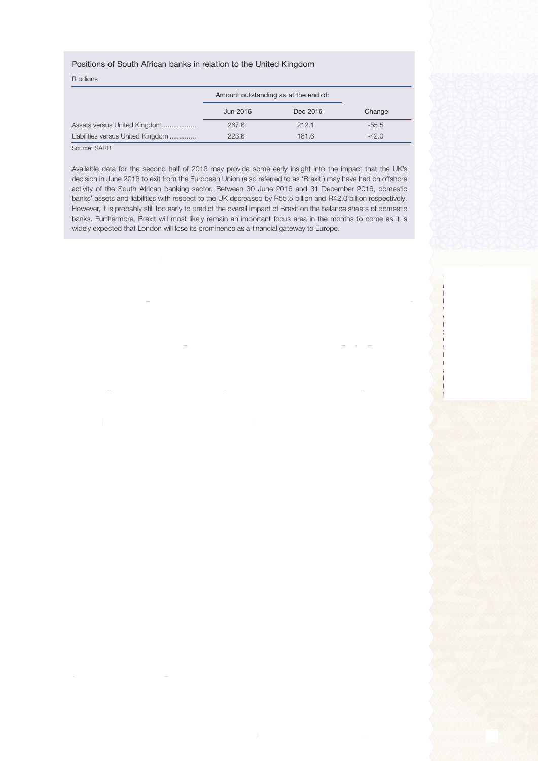### Positions of South African banks in relation to the United Kingdom

R billions

| | Amount outstanding as at the end of: | | |
|---|---|---|---|
| | Jun 2016 | Dec 2016 | Change |
| Assets versus United Kingdom | 267.6 | 212.1 | -55.5 |
| Liabilities versus United Kingdom | 223.6 | 181.6 | -42.0 |

Source: SARB

Available data for the second half of 2016 may provide some early insight into the impact that the UK's decision in June 2016 to exit from the European Union (also referred to as 'Brexit') may have had on offshore activity of the South African banking sector. Between 30 June 2016 and 31 December 2016, domestic banks' assets and liabilities with respect to the UK decreased by R55.5 billion and R42.0 billion respectively. However, it is probably still too early to predict the overall impact of Brexit on the balance sheets of domestic banks. Furthermore, Brexit will most likely remain an important focus area in the months to come as it is widely expected that London will lose its prominence as a financial gateway to Europe.